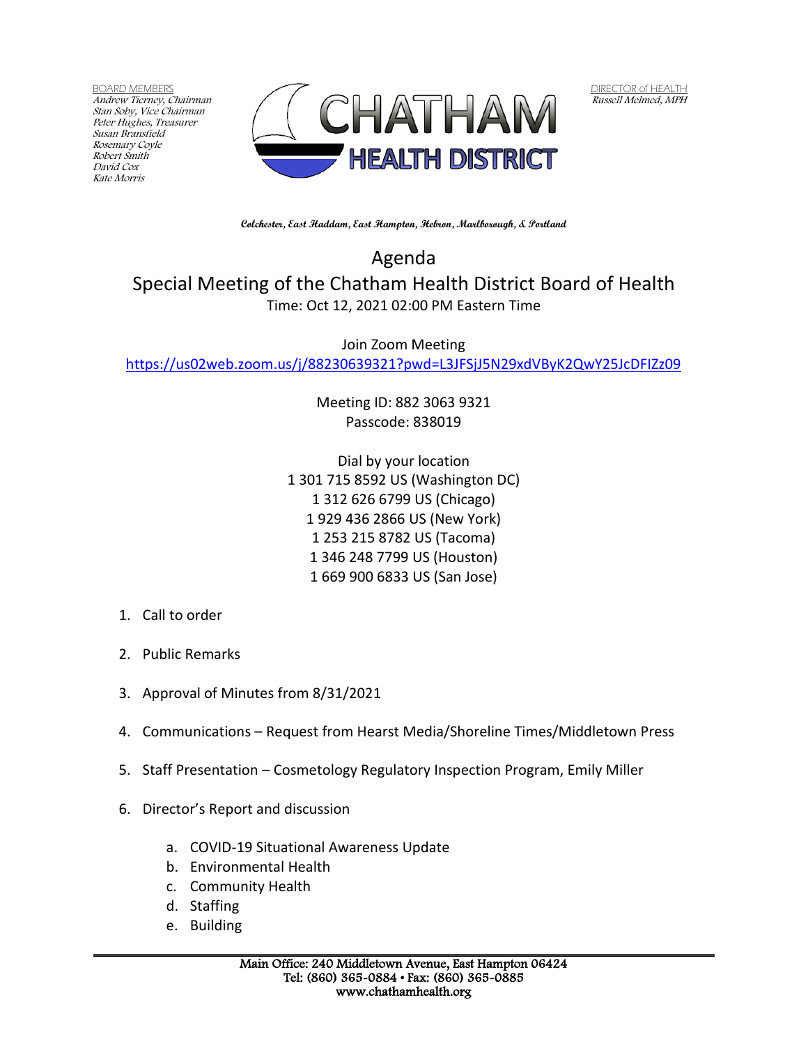BOARD MEMBERS
*Andrew Tierney, Chairman*
*Stan Soby, Vice Chairman*
*Peter Hughes, Treasurer*
*Susan Bransfield*
*Rosemary Coyle*
*Robert Smith*
*David Cox*
*Kate Morris*

# CHATHAM HEALTH DISTRICT

DIRECTOR of HEALTH
*Russell Melmed, MPH*

**Colchester, East Haddam, East Hampton, Hebron, Marlborough, & Portland**

## Agenda

## Special Meeting of the Chatham Health District Board of Health

Time: Oct 12, 2021 02:00 PM Eastern Time

Join Zoom Meeting
https://us02web.zoom.us/j/88230639321?pwd=L3JFSjJ5N29xdVByK2QwY25JcDFIZz09

Meeting ID: 882 3063 9321
Passcode: 838019

Dial by your location
1 301 715 8592 US (Washington DC)
1 312 626 6799 US (Chicago)
1 929 436 2866 US (New York)
1 253 215 8782 US (Tacoma)
1 346 248 7799 US (Houston)
1 669 900 6833 US (San Jose)

1. Call to order
2. Public Remarks
3. Approval of Minutes from 8/31/2021
4. Communications – Request from Hearst Media/Shoreline Times/Middletown Press
5. Staff Presentation – Cosmetology Regulatory Inspection Program, Emily Miller
6. Director's Report and discussion
    a. COVID-19 Situational Awareness Update
    b. Environmental Health
    c. Community Health
    d. Staffing
    e. Building

Main Office: 240 Middletown Avenue, East Hampton 06424
Tel: (860) 365-0884 • Fax: (860) 365-0885
www.chathamhealth.org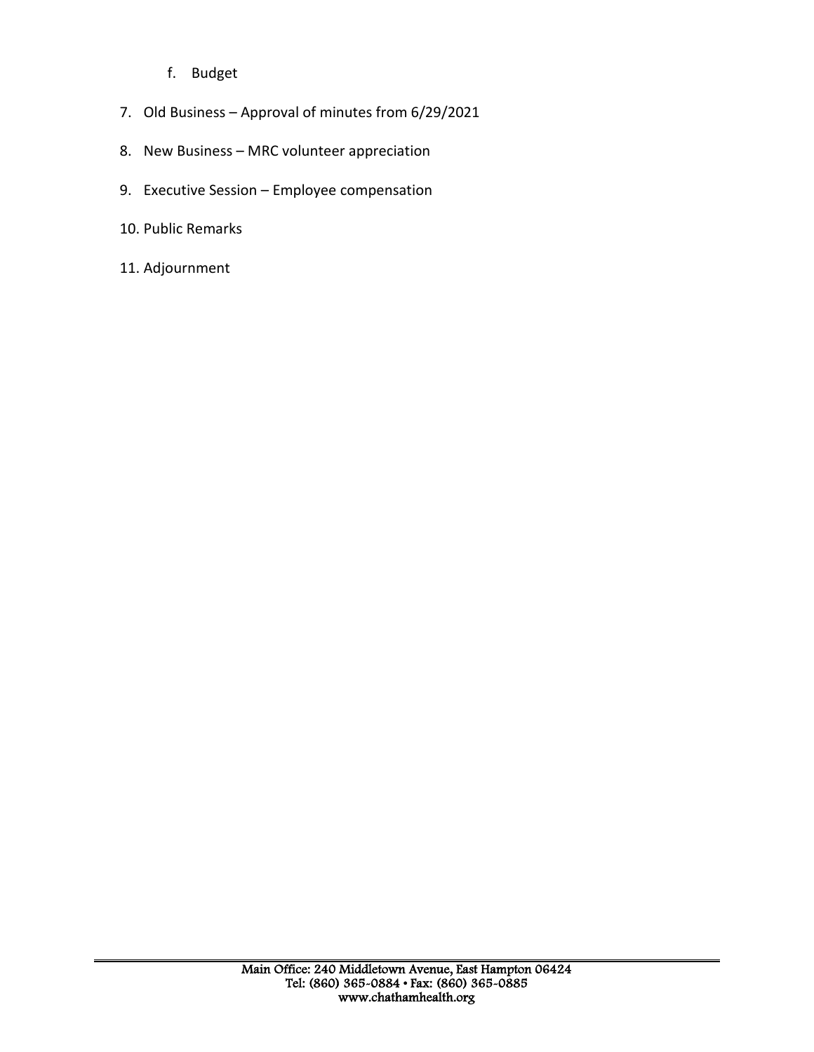f. Budget

7. Old Business – Approval of minutes from 6/29/2021
8. New Business – MRC volunteer appreciation
9. Executive Session – Employee compensation
10. Public Remarks
11. Adjournment